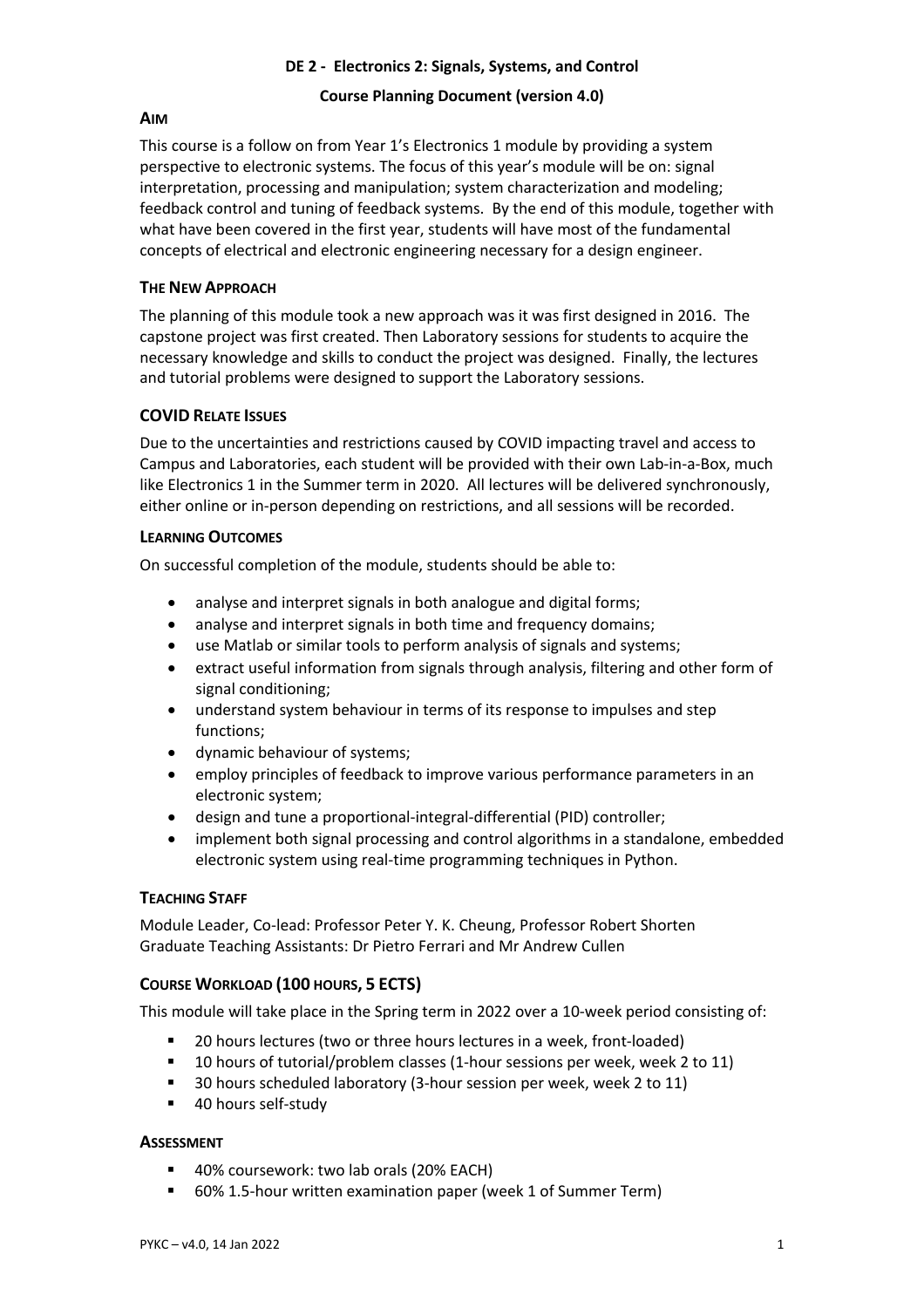**DE 2 - Electronics 2: Signals, Systems, and Control**

**Course Planning Document (version 4.0)**

## AIM

This course is a follow on from Year 1's Electronics 1 module by providing a system perspective to electronic systems. The focus of this year's module will be on: signal interpretation, processing and manipulation; system characterization and modeling; feedback control and tuning of feedback systems. By the end of this module, together with what have been covered in the first year, students will have most of the fundamental concepts of electrical and electronic engineering necessary for a design engineer.

## THE NEW APPROACH

The planning of this module took a new approach was it was first designed in 2016. The capstone project was first created. Then Laboratory sessions for students to acquire the necessary knowledge and skills to conduct the project was designed. Finally, the lectures and tutorial problems were designed to support the Laboratory sessions.

## COVID RELATE ISSUES

Due to the uncertainties and restrictions caused by COVID impacting travel and access to Campus and Laboratories, each student will be provided with their own Lab-in-a-Box, much like Electronics 1 in the Summer term in 2020. All lectures will be delivered synchronously, either online or in-person depending on restrictions, and all sessions will be recorded.

## LEARNING OUTCOMES

On successful completion of the module, students should be able to:

- analyse and interpret signals in both analogue and digital forms;
- analyse and interpret signals in both time and frequency domains;
- use Matlab or similar tools to perform analysis of signals and systems;
- extract useful information from signals through analysis, filtering and other form of signal conditioning;
- understand system behaviour in terms of its response to impulses and step functions;
- dynamic behaviour of systems;
- employ principles of feedback to improve various performance parameters in an electronic system;
- design and tune a proportional-integral-differential (PID) controller;
- implement both signal processing and control algorithms in a standalone, embedded electronic system using real-time programming techniques in Python.

## TEACHING STAFF

Module Leader, Co-lead: Professor Peter Y. K. Cheung, Professor Robert Shorten
Graduate Teaching Assistants: Dr Pietro Ferrari and Mr Andrew Cullen

## COURSE WORKLOAD (100 HOURS, 5 ECTS)

This module will take place in the Spring term in 2022 over a 10-week period consisting of:

- 20 hours lectures (two or three hours lectures in a week, front-loaded)
- 10 hours of tutorial/problem classes (1-hour sessions per week, week 2 to 11)
- 30 hours scheduled laboratory (3-hour session per week, week 2 to 11)
- 40 hours self-study

## ASSESSMENT

- 40% coursework: two lab orals (20% EACH)
- 60% 1.5-hour written examination paper (week 1 of Summer Term)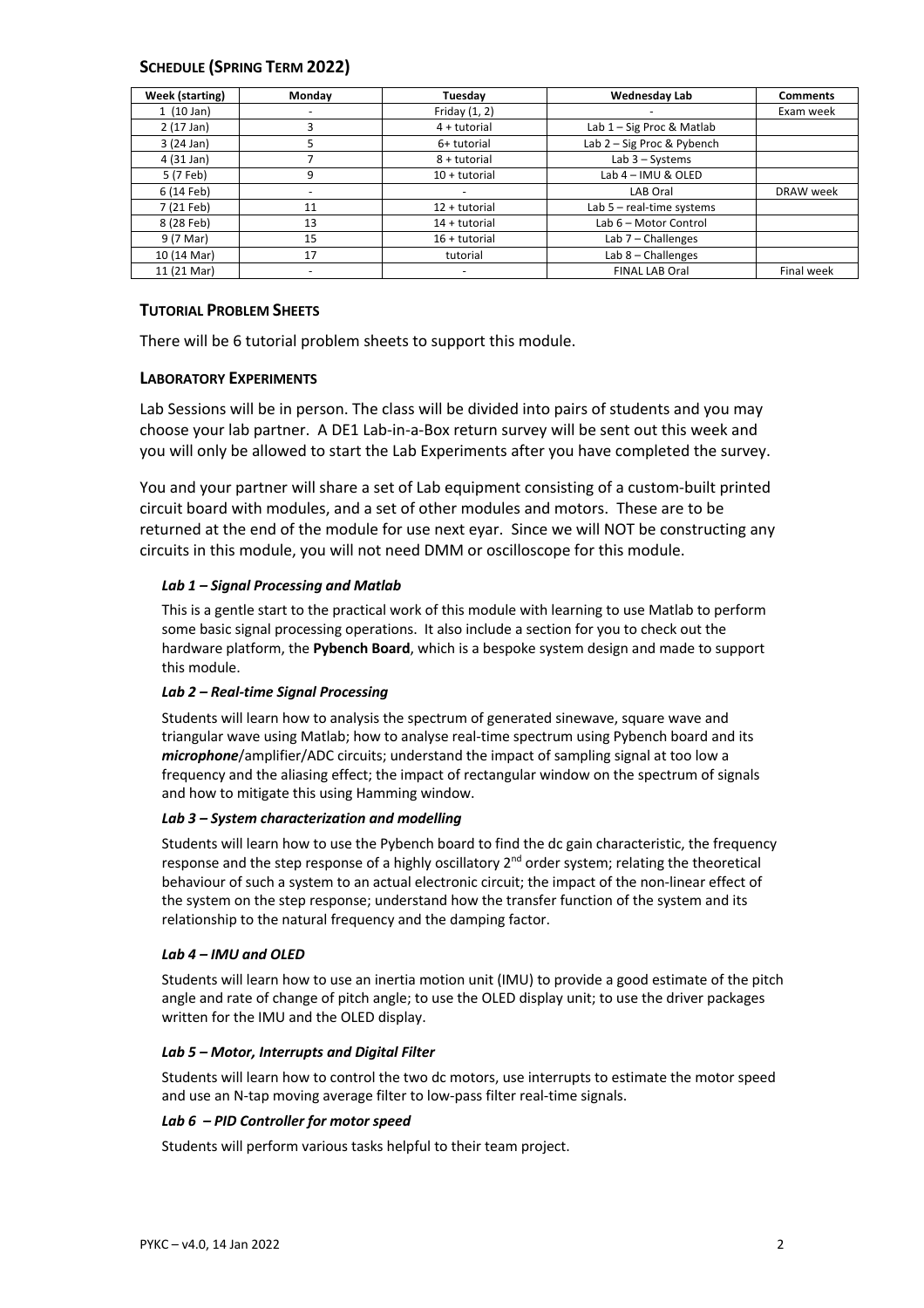## SCHEDULE (SPRING TERM 2022)

| Week (starting) | Monday | Tuesday | Wednesday Lab | Comments |
|---|---|---|---|---|
| 1 (10 Jan) | - | Friday (1, 2) | - | Exam week |
| 2 (17 Jan) | 3 | 4 + tutorial | Lab 1 – Sig Proc & Matlab | |
| 3 (24 Jan) | 5 | 6+ tutorial | Lab 2 – Sig Proc & Pybench | |
| 4 (31 Jan) | 7 | 8 + tutorial | Lab 3 – Systems | |
| 5 (7 Feb) | 9 | 10 + tutorial | Lab 4 – IMU & OLED | |
| 6 (14 Feb) | - | - | LAB Oral | DRAW week |
| 7 (21 Feb) | 11 | 12 + tutorial | Lab 5 – real-time systems | |
| 8 (28 Feb) | 13 | 14 + tutorial | Lab 6 – Motor Control | |
| 9 (7 Mar) | 15 | 16 + tutorial | Lab 7 – Challenges | |
| 10 (14 Mar) | 17 | tutorial | Lab 8 – Challenges | |
| 11 (21 Mar) | - | - | FINAL LAB Oral | Final week |

## TUTORIAL PROBLEM SHEETS

There will be 6 tutorial problem sheets to support this module.

## LABORATORY EXPERIMENTS

Lab Sessions will be in person. The class will be divided into pairs of students and you may choose your lab partner. A DE1 Lab-in-a-Box return survey will be sent out this week and you will only be allowed to start the Lab Experiments after you have completed the survey.

You and your partner will share a set of Lab equipment consisting of a custom-built printed circuit board with modules, and a set of other modules and motors. These are to be returned at the end of the module for use next eyar. Since we will NOT be constructing any circuits in this module, you will not need DMM or oscilloscope for this module.

### *Lab 1 – Signal Processing and Matlab*

This is a gentle start to the practical work of this module with learning to use Matlab to perform some basic signal processing operations. It also include a section for you to check out the hardware platform, the **Pybench Board**, which is a bespoke system design and made to support this module.

### *Lab 2 – Real-time Signal Processing*

Students will learn how to analysis the spectrum of generated sinewave, square wave and triangular wave using Matlab; how to analyse real-time spectrum using Pybench board and its ***microphone***/amplifier/ADC circuits; understand the impact of sampling signal at too low a frequency and the aliasing effect; the impact of rectangular window on the spectrum of signals and how to mitigate this using Hamming window.

### *Lab 3 – System characterization and modelling*

Students will learn how to use the Pybench board to find the dc gain characteristic, the frequency response and the step response of a highly oscillatory 2nd order system; relating the theoretical behaviour of such a system to an actual electronic circuit; the impact of the non-linear effect of the system on the step response; understand how the transfer function of the system and its relationship to the natural frequency and the damping factor.

### *Lab 4 – IMU and OLED*

Students will learn how to use an inertia motion unit (IMU) to provide a good estimate of the pitch angle and rate of change of pitch angle; to use the OLED display unit; to use the driver packages written for the IMU and the OLED display.

### *Lab 5 – Motor, Interrupts and Digital Filter*

Students will learn how to control the two dc motors, use interrupts to estimate the motor speed and use an N-tap moving average filter to low-pass filter real-time signals.

### *Lab 6 – PID Controller for motor speed*

Students will perform various tasks helpful to their team project.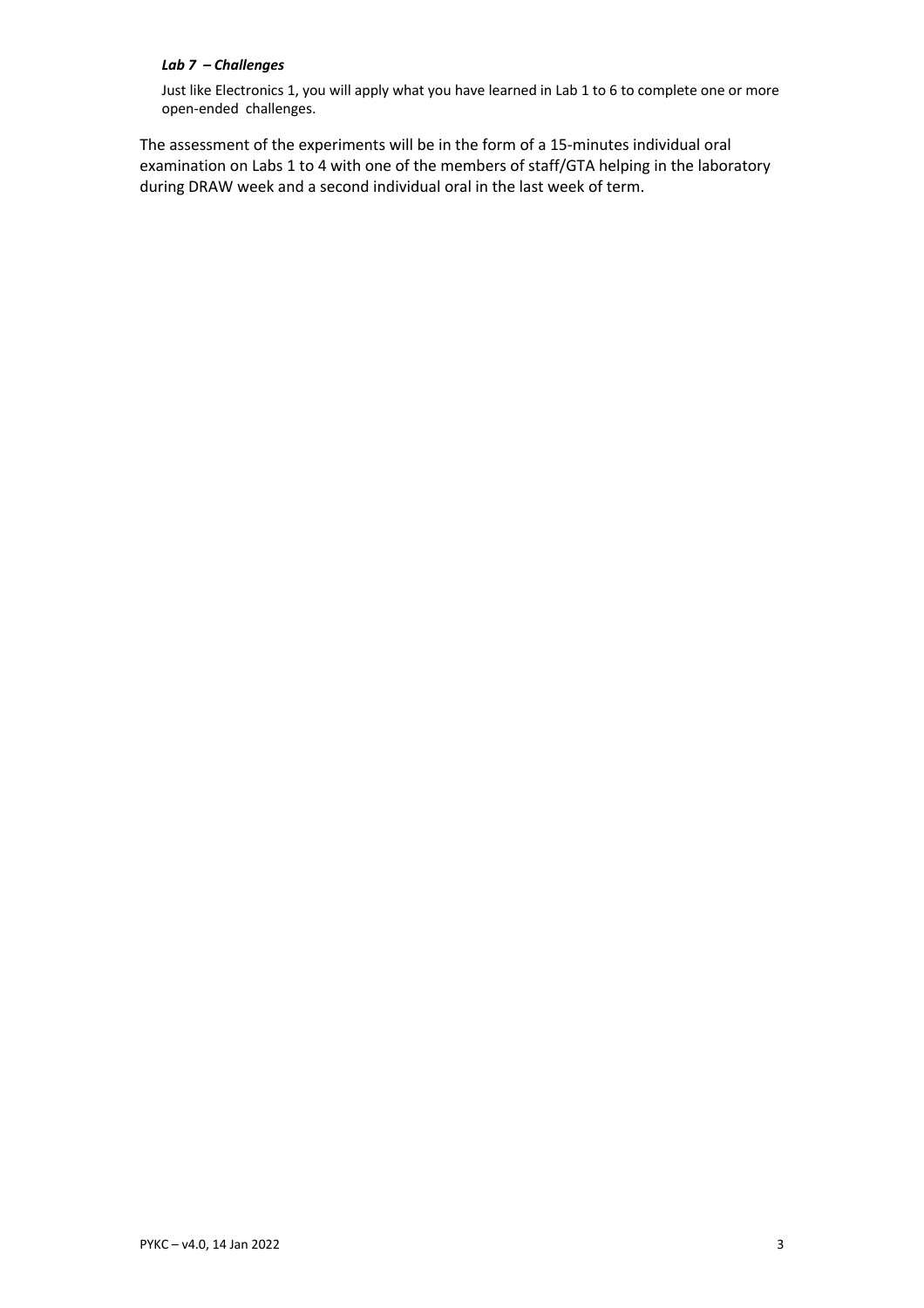***Lab 7 – Challenges***

Just like Electronics 1, you will apply what you have learned in Lab 1 to 6 to complete one or more open-ended challenges.

The assessment of the experiments will be in the form of a 15-minutes individual oral examination on Labs 1 to 4 with one of the members of staff/GTA helping in the laboratory during DRAW week and a second individual oral in the last week of term.